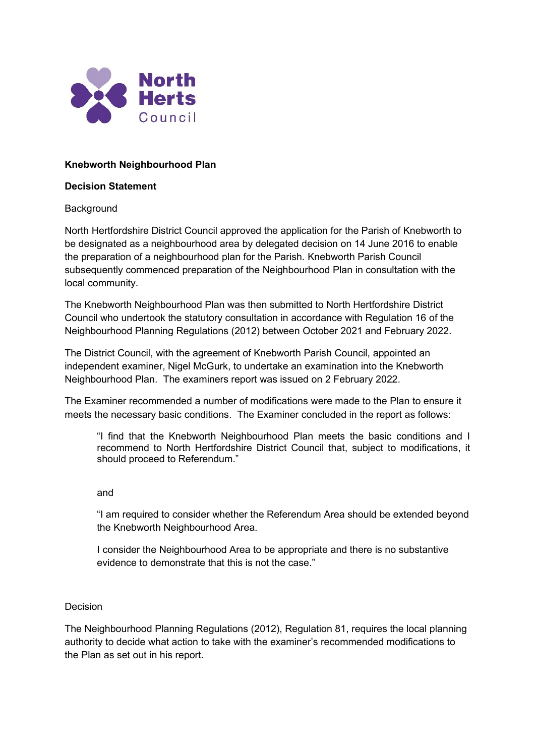**Knebworth Neighbourhood Plan**

**Decision Statement**

Background

North Hertfordshire District Council approved the application for the Parish of Knebworth to be designated as a neighbourhood area by delegated decision on 14 June 2016 to enable the preparation of a neighbourhood plan for the Parish. Knebworth Parish Council subsequently commenced preparation of the Neighbourhood Plan in consultation with the local community.

The Knebworth Neighbourhood Plan was then submitted to North Hertfordshire District Council who undertook the statutory consultation in accordance with Regulation 16 of the Neighbourhood Planning Regulations (2012) between October 2021 and February 2022.

The District Council, with the agreement of Knebworth Parish Council, appointed an independent examiner, Nigel McGurk, to undertake an examination into the Knebworth Neighbourhood Plan. The examiners report was issued on 2 February 2022.

The Examiner recommended a number of modifications were made to the Plan to ensure it meets the necessary basic conditions. The Examiner concluded in the report as follows:

> "I find that the Knebworth Neighbourhood Plan meets the basic conditions and I recommend to North Hertfordshire District Council that, subject to modifications, it should proceed to Referendum."
>
> and
>
> "I am required to consider whether the Referendum Area should be extended beyond the Knebworth Neighbourhood Area.
>
> I consider the Neighbourhood Area to be appropriate and there is no substantive evidence to demonstrate that this is not the case."

Decision

The Neighbourhood Planning Regulations (2012), Regulation 81, requires the local planning authority to decide what action to take with the examiner's recommended modifications to the Plan as set out in his report.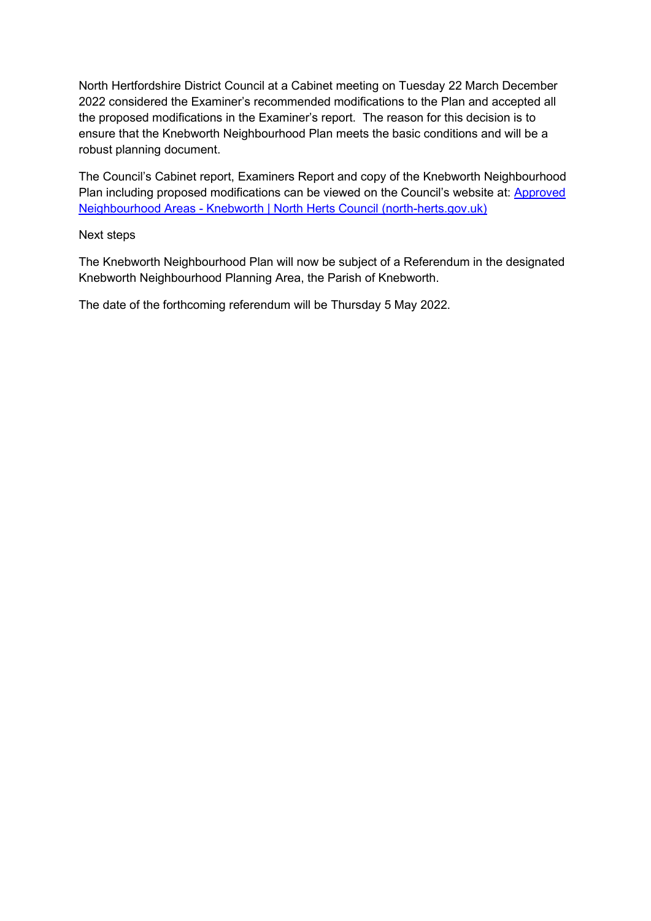North Hertfordshire District Council at a Cabinet meeting on Tuesday 22 March December 2022 considered the Examiner's recommended modifications to the Plan and accepted all the proposed modifications in the Examiner's report. The reason for this decision is to ensure that the Knebworth Neighbourhood Plan meets the basic conditions and will be a robust planning document.

The Council's Cabinet report, Examiners Report and copy of the Knebworth Neighbourhood Plan including proposed modifications can be viewed on the Council's website at: Approved Neighbourhood Areas - Knebworth | North Herts Council (north-herts.gov.uk)

Next steps

The Knebworth Neighbourhood Plan will now be subject of a Referendum in the designated Knebworth Neighbourhood Planning Area, the Parish of Knebworth.

The date of the forthcoming referendum will be Thursday 5 May 2022.